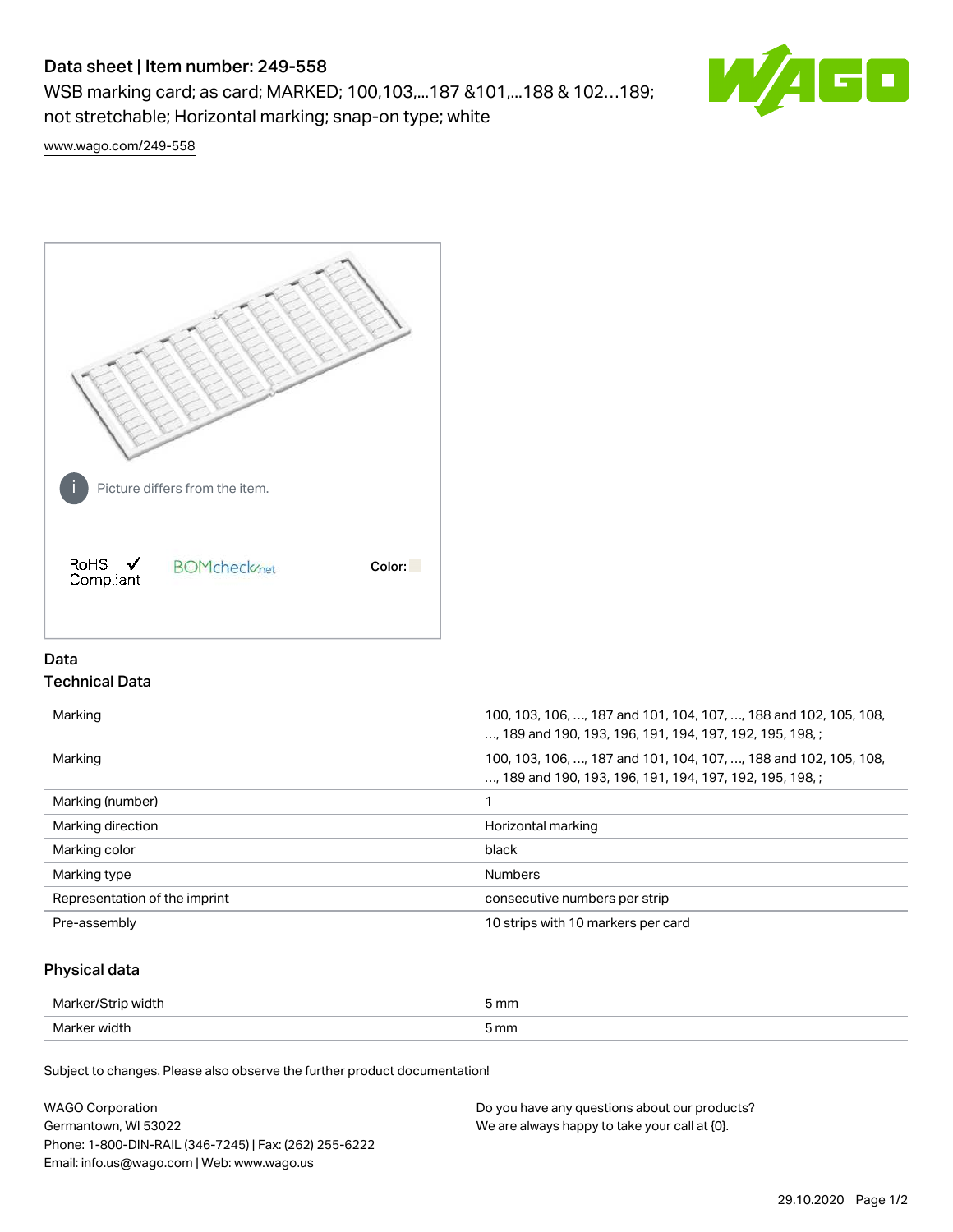# Data sheet | Item number: 249-558

WSB marking card; as card; MARKED; 100,103,...187 &101,...188 & 102…189; not stretchable; Horizontal marking; snap-on type; white

www.wago.com/249-558

Picture differs from the item.

RoHS ✓ Compliant

BOMcheck.net

Color:

## Data

### Technical Data

| | |
|---|---|
| Marking | 100, 103, 106, …, 187 and 101, 104, 107, …, 188 and 102, 105, 108, …, 189 and 190, 193, 196, 191, 194, 197, 192, 195, 198, ; |
| Marking | 100, 103, 106, …, 187 and 101, 104, 107, …, 188 and 102, 105, 108, …, 189 and 190, 193, 196, 191, 194, 197, 192, 195, 198, ; |
| Marking (number) | 1 |
| Marking direction | Horizontal marking |
| Marking color | black |
| Marking type | Numbers |
| Representation of the imprint | consecutive numbers per strip |
| Pre-assembly | 10 strips with 10 markers per card |

### Physical data

| | |
|---|---|
| Marker/Strip width | 5 mm |
| Marker width | 5 mm |

Subject to changes. Please also observe the further product documentation!

WAGO Corporation
Germantown, WI 53022
Phone: 1-800-DIN-RAIL (346-7245) | Fax: (262) 255-6222
Email: info.us@wago.com | Web: www.wago.us

Do you have any questions about our products?
We are always happy to take your call at {0}.

29.10.2020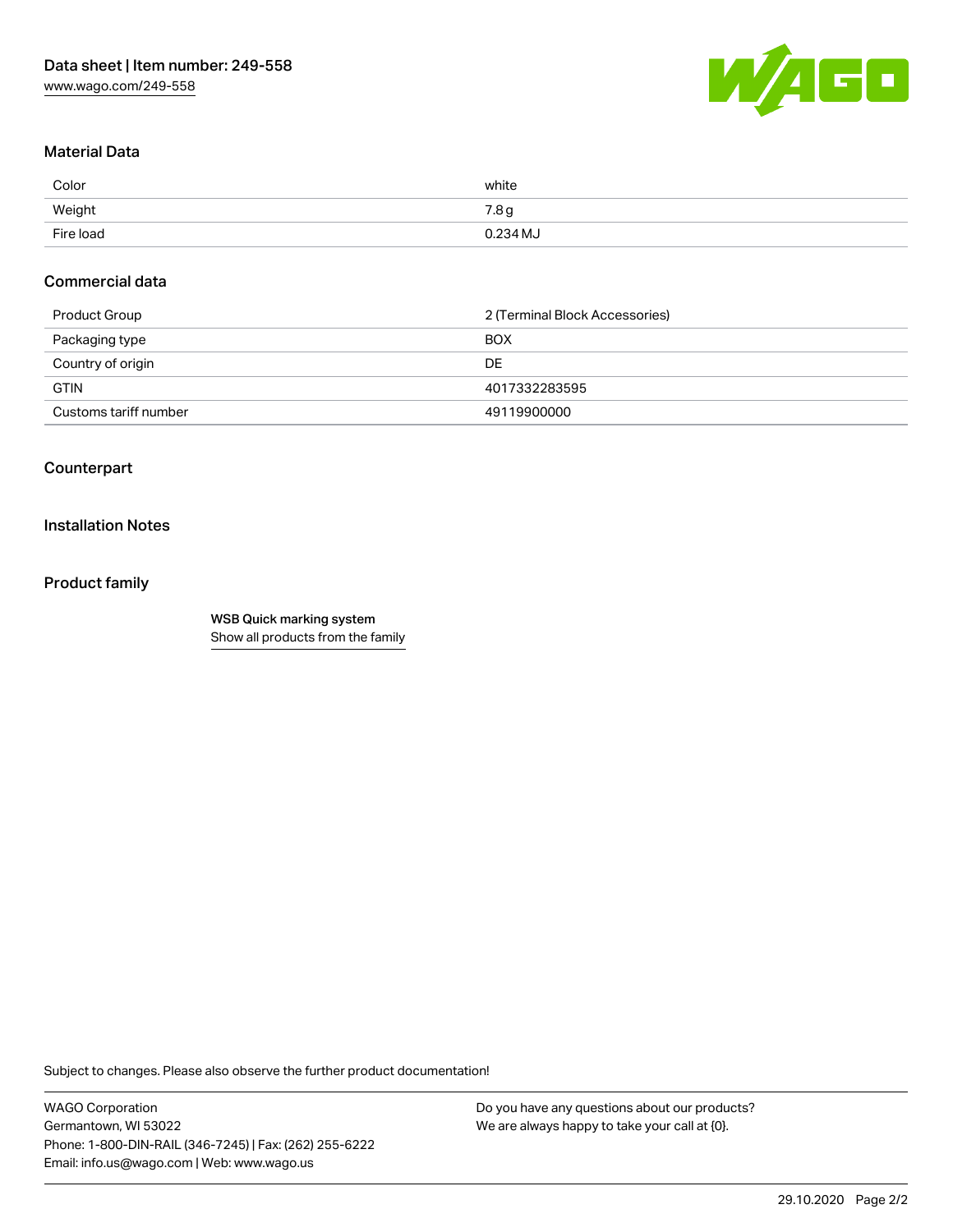## Material Data

| | |
|---|---|
| Color | white |
| Weight | 7.8 g |
| Fire load | 0.234 MJ |

## Commercial data

| | |
|---|---|
| Product Group | 2 (Terminal Block Accessories) |
| Packaging type | BOX |
| Country of origin | DE |
| GTIN | 4017332283595 |
| Customs tariff number | 49119900000 |

## Counterpart

## Installation Notes

## Product family

**WSB Quick marking system**
Show all products from the family

Subject to changes. Please also observe the further product documentation!

WAGO Corporation
Germantown, WI 53022
Phone: 1-800-DIN-RAIL (346-7245) | Fax: (262) 255-6222
Email: info.us@wago.com | Web: www.wago.us

Do you have any questions about our products?
We are always happy to take your call at {0}.